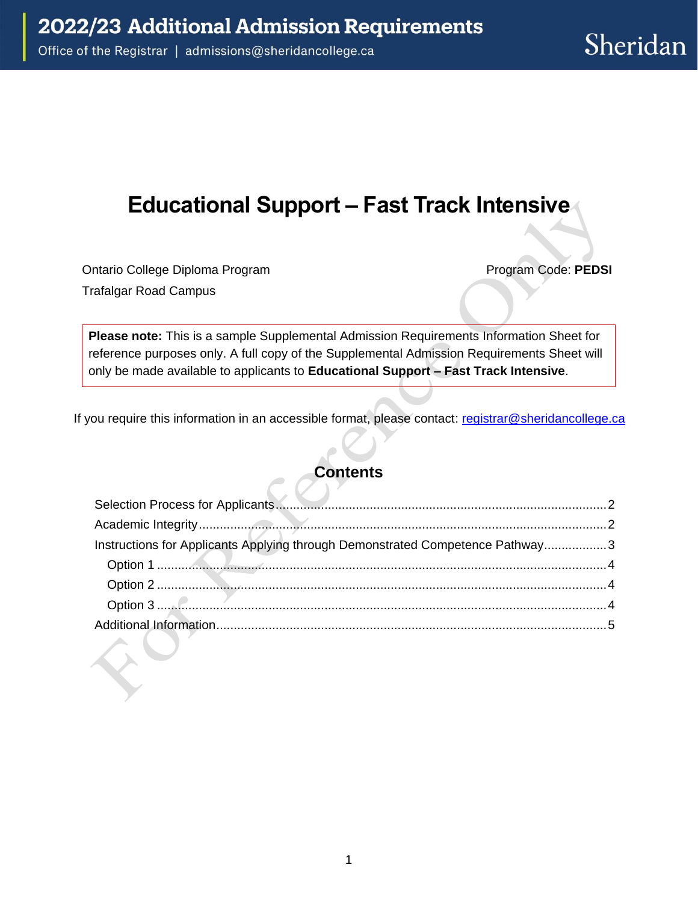# 2022/23 Additional Admission Requirements

Office of the Registrar | admissions@sheridancollege.ca

Sheridan

## Educational Support – Fast Track Intensive

Ontario College Diploma Program

Program Code: **PEDSI**

Trafalgar Road Campus

**Please note:** This is a sample Supplemental Admission Requirements Information Sheet for reference purposes only. A full copy of the Supplemental Admission Requirements Sheet will only be made available to applicants to **Educational Support – Fast Track Intensive**.

If you require this information in an accessible format, please contact: registrar@sheridancollege.ca

### Contents

Selection Process for Applicants ........ 2
Academic Integrity ........ 2
Instructions for Applicants Applying through Demonstrated Competence Pathway ........ 3
- Option 1 ........ 4
- Option 2 ........ 4
- Option 3 ........ 4

Additional Information ........ 5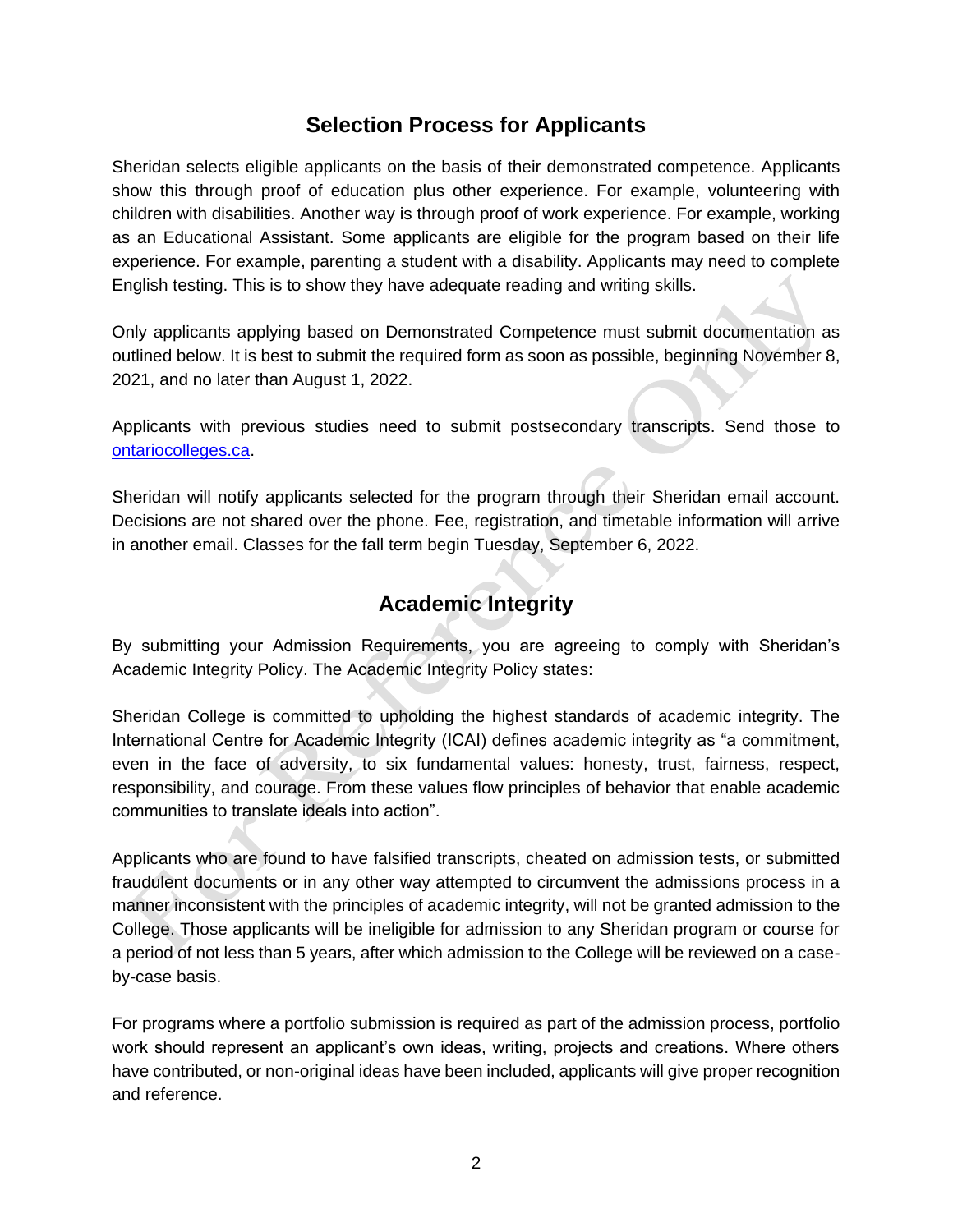## Selection Process for Applicants

Sheridan selects eligible applicants on the basis of their demonstrated competence. Applicants show this through proof of education plus other experience. For example, volunteering with children with disabilities. Another way is through proof of work experience. For example, working as an Educational Assistant. Some applicants are eligible for the program based on their life experience. For example, parenting a student with a disability. Applicants may need to complete English testing. This is to show they have adequate reading and writing skills.

Only applicants applying based on Demonstrated Competence must submit documentation as outlined below. It is best to submit the required form as soon as possible, beginning November 8, 2021, and no later than August 1, 2022.

Applicants with previous studies need to submit postsecondary transcripts. Send those to [ontariocolleges.ca](https://www.ontariocolleges.ca).

Sheridan will notify applicants selected for the program through their Sheridan email account. Decisions are not shared over the phone. Fee, registration, and timetable information will arrive in another email. Classes for the fall term begin Tuesday, September 6, 2022.

## Academic Integrity

By submitting your Admission Requirements, you are agreeing to comply with Sheridan's Academic Integrity Policy. The Academic Integrity Policy states:

Sheridan College is committed to upholding the highest standards of academic integrity. The International Centre for Academic Integrity (ICAI) defines academic integrity as "a commitment, even in the face of adversity, to six fundamental values: honesty, trust, fairness, respect, responsibility, and courage. From these values flow principles of behavior that enable academic communities to translate ideals into action".

Applicants who are found to have falsified transcripts, cheated on admission tests, or submitted fraudulent documents or in any other way attempted to circumvent the admissions process in a manner inconsistent with the principles of academic integrity, will not be granted admission to the College. Those applicants will be ineligible for admission to any Sheridan program or course for a period of not less than 5 years, after which admission to the College will be reviewed on a case-by-case basis.

For programs where a portfolio submission is required as part of the admission process, portfolio work should represent an applicant's own ideas, writing, projects and creations. Where others have contributed, or non-original ideas have been included, applicants will give proper recognition and reference.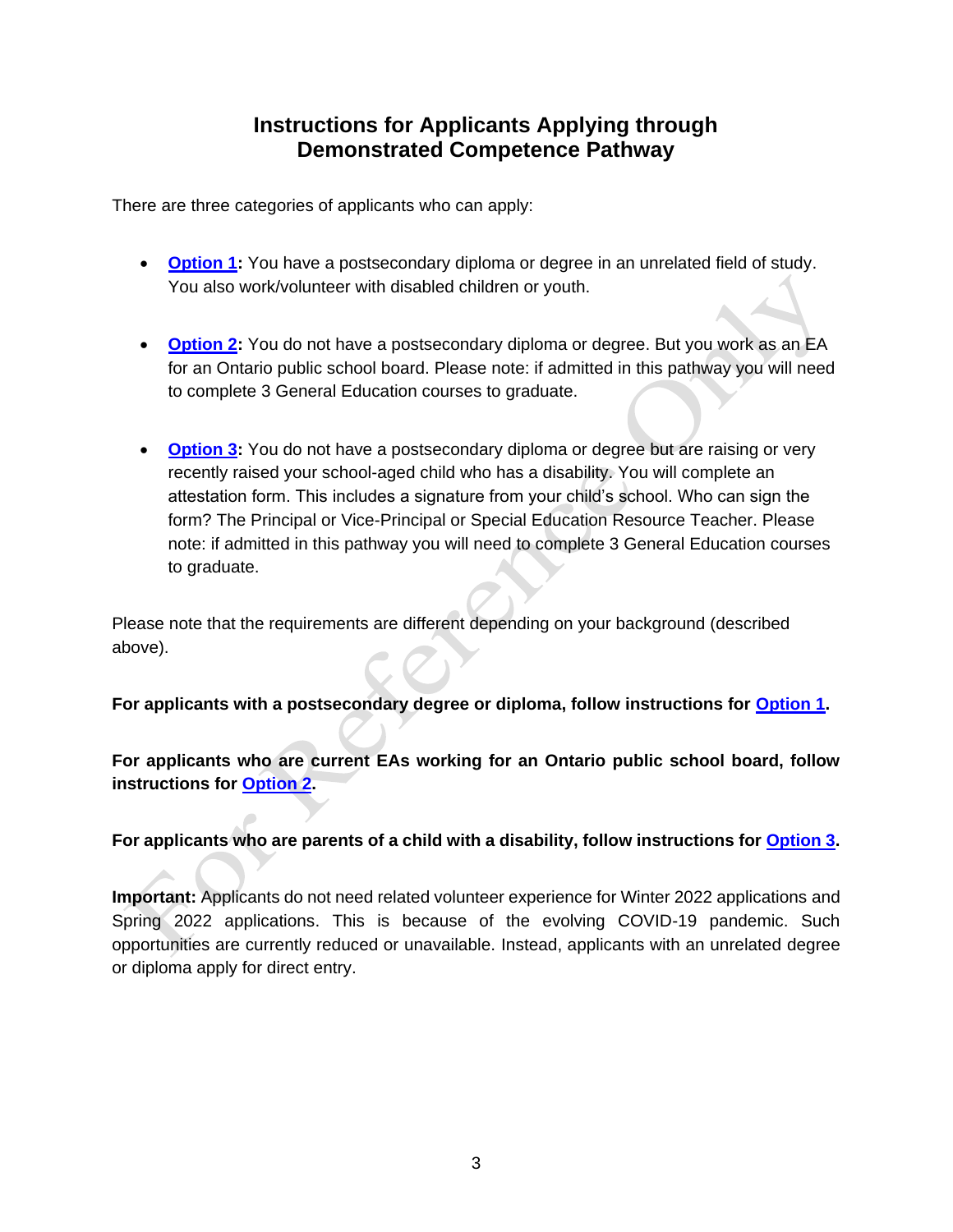# Instructions for Applicants Applying through Demonstrated Competence Pathway

There are three categories of applicants who can apply:

- **Option 1:** You have a postsecondary diploma or degree in an unrelated field of study. You also work/volunteer with disabled children or youth.

- **Option 2:** You do not have a postsecondary diploma or degree. But you work as an EA for an Ontario public school board. Please note: if admitted in this pathway you will need to complete 3 General Education courses to graduate.

- **Option 3:** You do not have a postsecondary diploma or degree but are raising or very recently raised your school-aged child who has a disability. You will complete an attestation form. This includes a signature from your child's school. Who can sign the form? The Principal or Vice-Principal or Special Education Resource Teacher. Please note: if admitted in this pathway you will need to complete 3 General Education courses to graduate.

Please note that the requirements are different depending on your background (described above).

**For applicants with a postsecondary degree or diploma, follow instructions for Option 1.**

**For applicants who are current EAs working for an Ontario public school board, follow instructions for Option 2.**

**For applicants who are parents of a child with a disability, follow instructions for Option 3.**

**Important:** Applicants do not need related volunteer experience for Winter 2022 applications and Spring 2022 applications. This is because of the evolving COVID-19 pandemic. Such opportunities are currently reduced or unavailable. Instead, applicants with an unrelated degree or diploma apply for direct entry.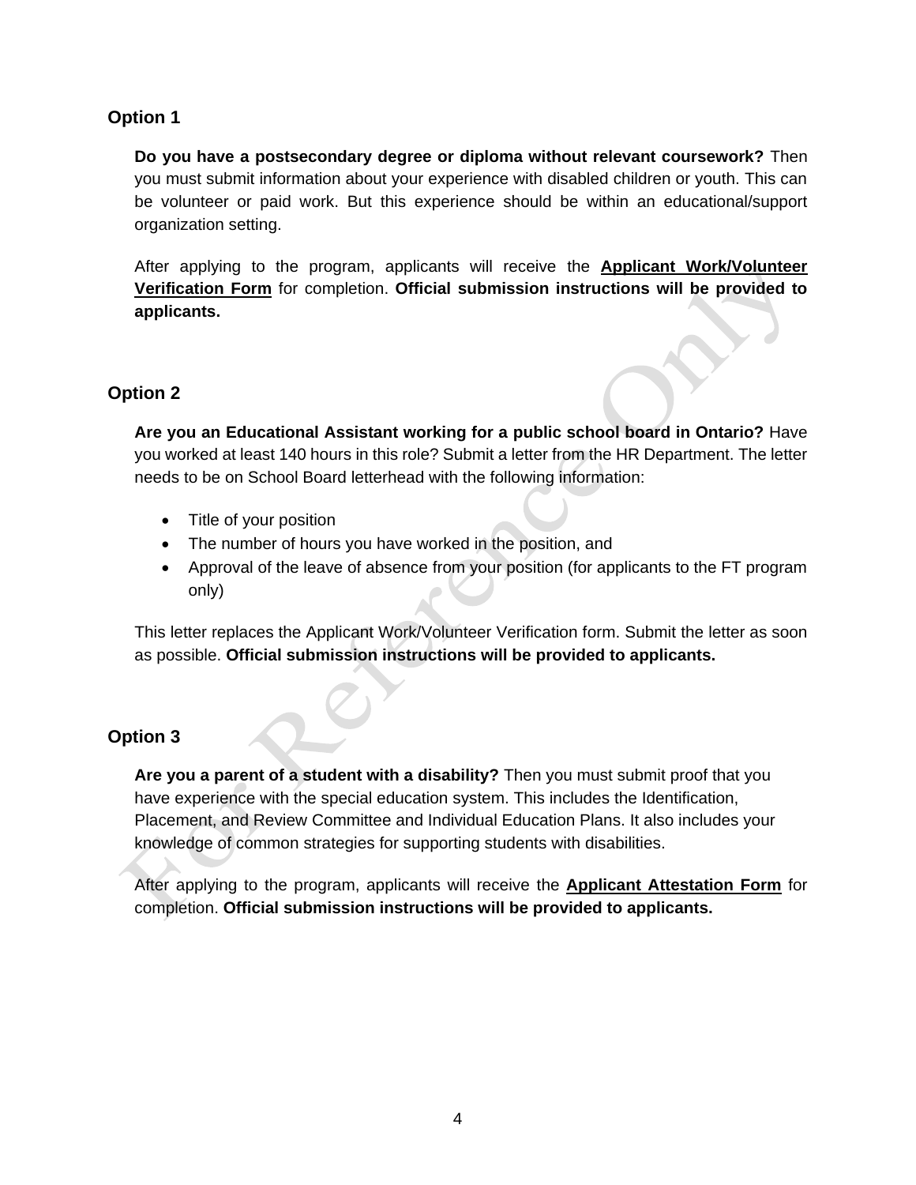## Option 1

**Do you have a postsecondary degree or diploma without relevant coursework?** Then you must submit information about your experience with disabled children or youth. This can be volunteer or paid work. But this experience should be within an educational/support organization setting.

After applying to the program, applicants will receive the **Applicant Work/Volunteer Verification Form** for completion. **Official submission instructions will be provided to applicants.**

## Option 2

**Are you an Educational Assistant working for a public school board in Ontario?** Have you worked at least 140 hours in this role? Submit a letter from the HR Department. The letter needs to be on School Board letterhead with the following information:

- Title of your position
- The number of hours you have worked in the position, and
- Approval of the leave of absence from your position (for applicants to the FT program only)

This letter replaces the Applicant Work/Volunteer Verification form. Submit the letter as soon as possible. **Official submission instructions will be provided to applicants.**

## Option 3

**Are you a parent of a student with a disability?** Then you must submit proof that you have experience with the special education system. This includes the Identification, Placement, and Review Committee and Individual Education Plans. It also includes your knowledge of common strategies for supporting students with disabilities.

After applying to the program, applicants will receive the **Applicant Attestation Form** for completion. **Official submission instructions will be provided to applicants.**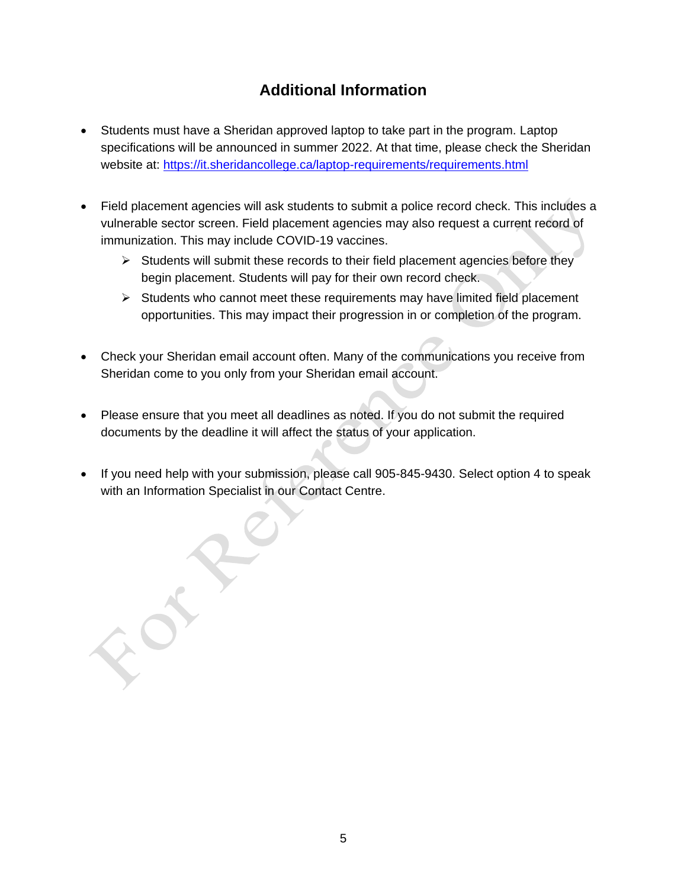## Additional Information

- Students must have a Sheridan approved laptop to take part in the program. Laptop specifications will be announced in summer 2022. At that time, please check the Sheridan website at: [https://it.sheridancollege.ca/laptop-requirements/requirements.html](https://it.sheridancollege.ca/laptop-requirements/requirements.html)

- Field placement agencies will ask students to submit a police record check. This includes a vulnerable sector screen. Field placement agencies may also request a current record of immunization. This may include COVID-19 vaccines.
  - Students will submit these records to their field placement agencies before they begin placement. Students will pay for their own record check.
  - Students who cannot meet these requirements may have limited field placement opportunities. This may impact their progression in or completion of the program.

- Check your Sheridan email account often. Many of the communications you receive from Sheridan come to you only from your Sheridan email account.

- Please ensure that you meet all deadlines as noted. If you do not submit the required documents by the deadline it will affect the status of your application.

- If you need help with your submission, please call 905-845-9430. Select option 4 to speak with an Information Specialist in our Contact Centre.